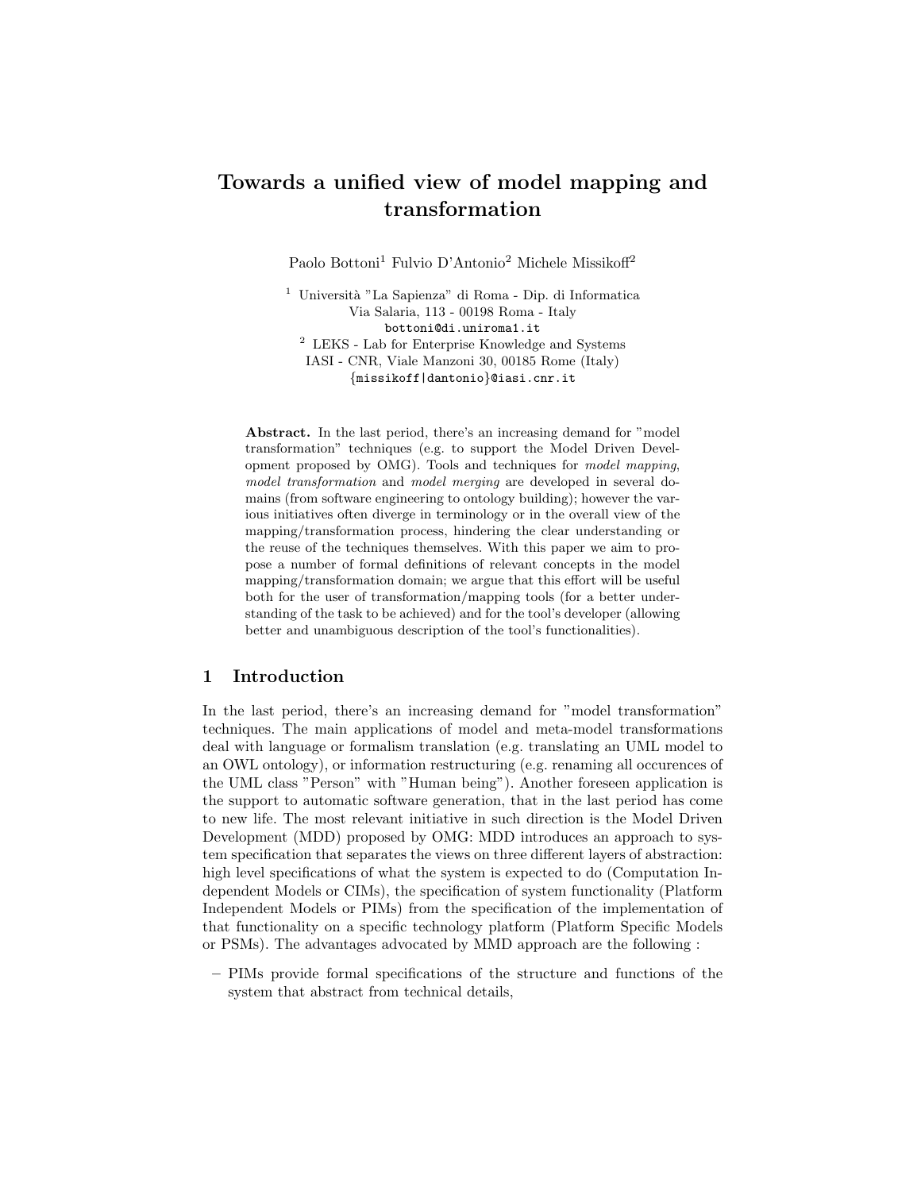# Towards a unified view of model mapping and transformation

Paolo Bottoni[1] Fulvio D'Antonio[2] Michele Missikoff[2]

[1] Università "La Sapienza" di Roma - Dip. di Informatica
Via Salaria, 113 - 00198 Roma - Italy
bottoni@di.uniroma1.it

[2] LEKS - Lab for Enterprise Knowledge and Systems
IASI - CNR, Viale Manzoni 30, 00185 Rome (Italy)
{missikoff|dantonio}@iasi.cnr.it

**Abstract.** In the last period, there's an increasing demand for "model transformation" techniques (e.g. to support the Model Driven Development proposed by OMG). Tools and techniques for *model mapping*, *model transformation* and *model merging* are developed in several domains (from software engineering to ontology building); however the various initiatives often diverge in terminology or in the overall view of the mapping/transformation process, hindering the clear understanding or the reuse of the techniques themselves. With this paper we aim to propose a number of formal definitions of relevant concepts in the model mapping/transformation domain; we argue that this effort will be useful both for the user of transformation/mapping tools (for a better understanding of the task to be achieved) and for the tool's developer (allowing better and unambiguous description of the tool's functionalities).

## 1 Introduction

In the last period, there's an increasing demand for "model transformation" techniques. The main applications of model and meta-model transformations deal with language or formalism translation (e.g. translating an UML model to an OWL ontology), or information restructuring (e.g. renaming all occurences of the UML class "Person" with "Human being"). Another foreseen application is the support to automatic software generation, that in the last period has come to new life. The most relevant initiative in such direction is the Model Driven Development (MDD) proposed by OMG: MDD introduces an approach to system specification that separates the views on three different layers of abstraction: high level specifications of what the system is expected to do (Computation Independent Models or CIMs), the specification of system functionality (Platform Independent Models or PIMs) from the specification of the implementation of that functionality on a specific technology platform (Platform Specific Models or PSMs). The advantages advocated by MMD approach are the following :

- PIMs provide formal specifications of the structure and functions of the system that abstract from technical details,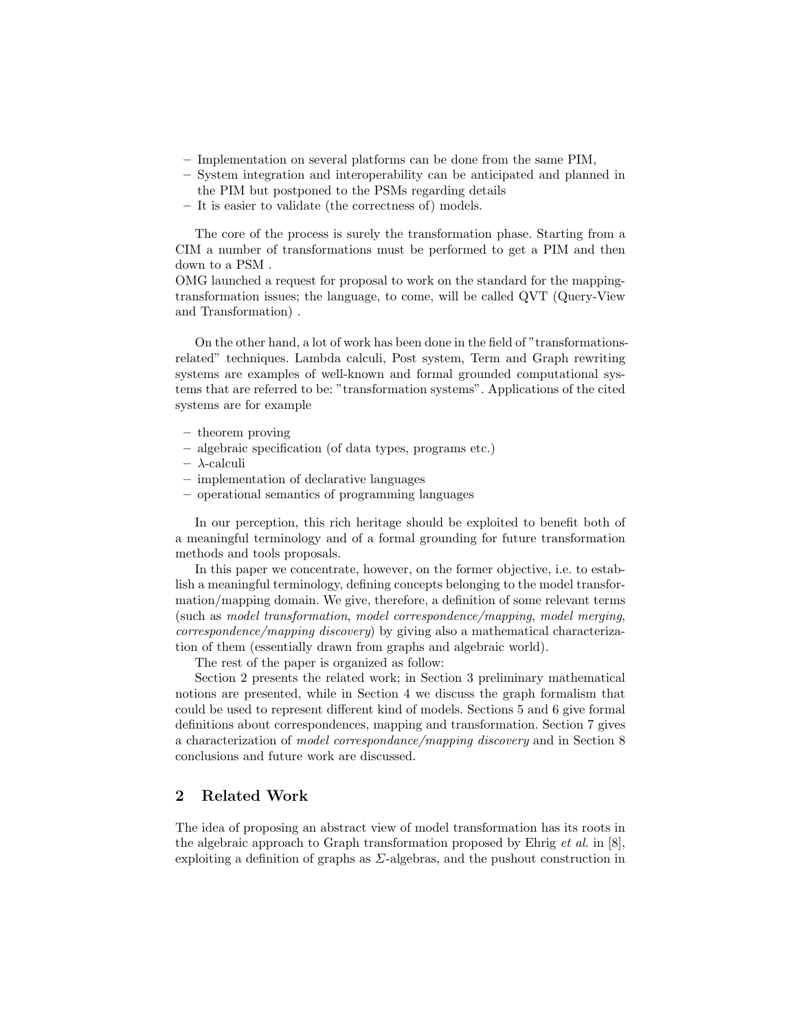- Implementation on several platforms can be done from the same PIM,
- System integration and interoperability can be anticipated and planned in the PIM but postponed to the PSMs regarding details
- It is easier to validate (the correctness of) models.

The core of the process is surely the transformation phase. Starting from a CIM a number of transformations must be performed to get a PIM and then down to a PSM .
OMG launched a request for proposal to work on the standard for the mapping-transformation issues; the language, to come, will be called QVT (Query-View and Transformation) .

On the other hand, a lot of work has been done in the field of "transformations-related" techniques. Lambda calculi, Post system, Term and Graph rewriting systems are examples of well-known and formal grounded computational systems that are referred to be: "transformation systems". Applications of the cited systems are for example

- theorem proving
- algebraic specification (of data types, programs etc.)
- $\lambda$-calculi
- implementation of declarative languages
- operational semantics of programming languages

In our perception, this rich heritage should be exploited to benefit both of a meaningful terminology and of a formal grounding for future transformation methods and tools proposals.

In this paper we concentrate, however, on the former objective, i.e. to establish a meaningful terminology, defining concepts belonging to the model transformation/mapping domain. We give, therefore, a definition of some relevant terms (such as *model transformation*, *model correspondence/mapping*, *model merging*, *correspondence/mapping discovery*) by giving also a mathematical characterization of them (essentially drawn from graphs and algebraic world).

The rest of the paper is organized as follow:

Section 2 presents the related work; in Section 3 preliminary mathematical notions are presented, while in Section 4 we discuss the graph formalism that could be used to represent different kind of models. Sections 5 and 6 give formal definitions about correspondences, mapping and transformation. Section 7 gives a characterization of *model correspondance/mapping discovery* and in Section 8 conclusions and future work are discussed.

## 2 Related Work

The idea of proposing an abstract view of model transformation has its roots in the algebraic approach to Graph transformation proposed by Ehrig *et al.* in [8], exploiting a definition of graphs as $\Sigma$-algebras, and the pushout construction in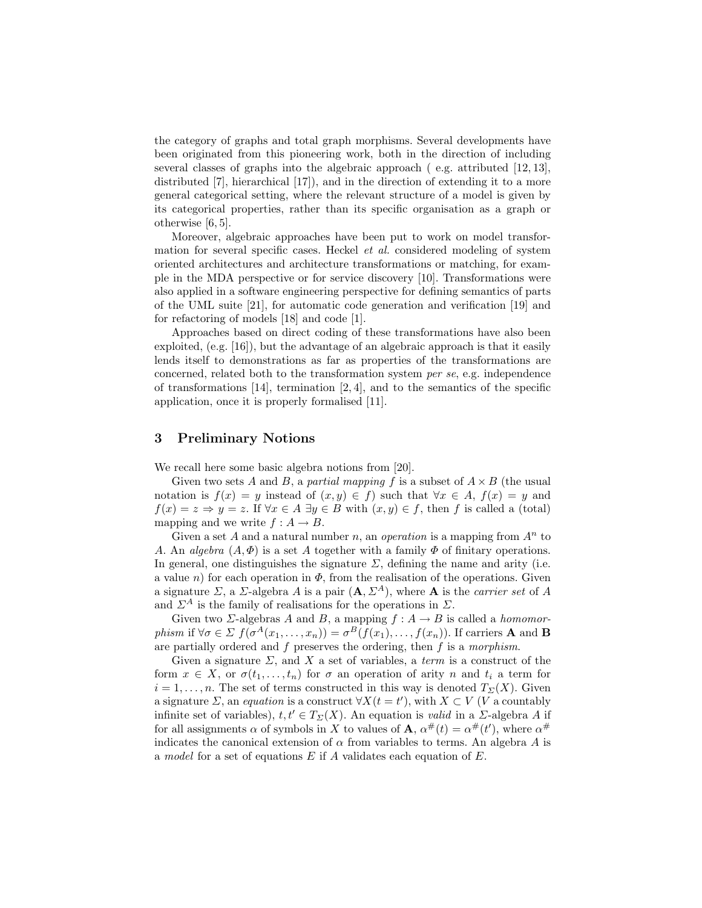the category of graphs and total graph morphisms. Several developments have been originated from this pioneering work, both in the direction of including several classes of graphs into the algebraic approach ( e.g. attributed [12, 13], distributed [7], hierarchical [17]), and in the direction of extending it to a more general categorical setting, where the relevant structure of a model is given by its categorical properties, rather than its specific organisation as a graph or otherwise [6, 5].

Moreover, algebraic approaches have been put to work on model transformation for several specific cases. Heckel *et al.* considered modeling of system oriented architectures and architecture transformations or matching, for example in the MDA perspective or for service discovery [10]. Transformations were also applied in a software engineering perspective for defining semantics of parts of the UML suite [21], for automatic code generation and verification [19] and for refactoring of models [18] and code [1].

Approaches based on direct coding of these transformations have also been exploited, (e.g. [16]), but the advantage of an algebraic approach is that it easily lends itself to demonstrations as far as properties of the transformations are concerned, related both to the transformation system *per se*, e.g. independence of transformations [14], termination [2, 4], and to the semantics of the specific application, once it is properly formalised [11].

## 3 Preliminary Notions

We recall here some basic algebra notions from [20].

Given two sets $A$ and $B$, a *partial mapping* $f$ is a subset of $A \times B$ (the usual notation is $f(x) = y$ instead of $(x, y) \in f$) such that $\forall x \in A$, $f(x) = y$ and $f(x) = z \Rightarrow y = z$. If $\forall x \in A\ \exists y \in B$ with $(x, y) \in f$, then $f$ is called a (total) mapping and we write $f : A \to B$.

Given a set $A$ and a natural number $n$, an *operation* is a mapping from $A^n$ to $A$. An *algebra* $(A, \Phi)$ is a set $A$ together with a family $\Phi$ of finitary operations. In general, one distinguishes the signature $\Sigma$, defining the name and arity (i.e. a value $n$) for each operation in $\Phi$, from the realisation of the operations. Given a signature $\Sigma$, a $\Sigma$-algebra $A$ is a pair $(\mathbf{A}, \Sigma^A)$, where $\mathbf{A}$ is the *carrier set* of $A$ and $\Sigma^A$ is the family of realisations for the operations in $\Sigma$.

Given two $\Sigma$-algebras $A$ and $B$, a mapping $f : A \to B$ is called a *homomorphism* if $\forall \sigma \in \Sigma\ f(\sigma^A(x_1, \ldots, x_n)) = \sigma^B(f(x_1), \ldots, f(x_n))$. If carriers $\mathbf{A}$ and $\mathbf{B}$ are partially ordered and $f$ preserves the ordering, then $f$ is a *morphism*.

Given a signature $\Sigma$, and $X$ a set of variables, a *term* is a construct of the form $x \in X$, or $\sigma(t_1, \ldots, t_n)$ for $\sigma$ an operation of arity $n$ and $t_i$ a term for $i = 1, \ldots, n$. The set of terms constructed in this way is denoted $T_\Sigma(X)$. Given a signature $\Sigma$, an *equation* is a construct $\forall X(t = t')$, with $X \subset V$ ($V$ a countably infinite set of variables), $t, t' \in T_\Sigma(X)$. An equation is *valid* in a $\Sigma$-algebra $A$ if for all assignments $\alpha$ of symbols in $X$ to values of $\mathbf{A}$, $\alpha^\#(t) = \alpha^\#(t')$, where $\alpha^\#$ indicates the canonical extension of $\alpha$ from variables to terms. An algebra $A$ is a *model* for a set of equations $E$ if $A$ validates each equation of $E$.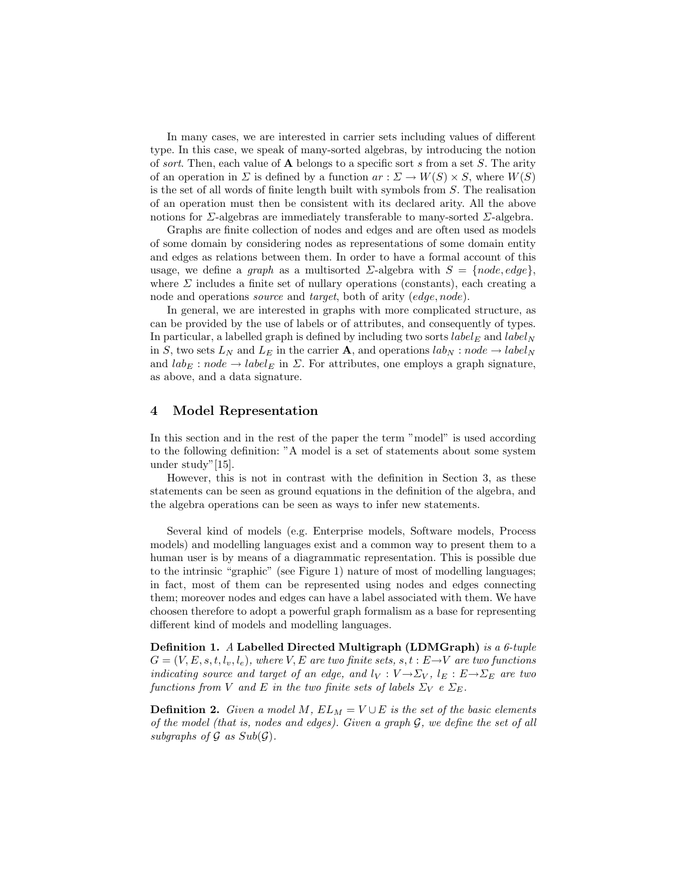In many cases, we are interested in carrier sets including values of different type. In this case, we speak of many-sorted algebras, by introducing the notion of *sort*. Then, each value of $\mathbf{A}$ belongs to a specific sort $s$ from a set $S$. The arity of an operation in $\Sigma$ is defined by a function $ar : \Sigma \rightarrow W(S) \times S$, where $W(S)$ is the set of all words of finite length built with symbols from $S$. The realisation of an operation must then be consistent with its declared arity. All the above notions for $\Sigma$-algebras are immediately transferable to many-sorted $\Sigma$-algebra.

Graphs are finite collection of nodes and edges and are often used as models of some domain by considering nodes as representations of some domain entity and edges as relations between them. In order to have a formal account of this usage, we define a *graph* as a multisorted $\Sigma$-algebra with $S = \{node, edge\}$, where $\Sigma$ includes a finite set of nullary operations (constants), each creating a node and operations *source* and *target*, both of arity $(edge, node)$.

In general, we are interested in graphs with more complicated structure, as can be provided by the use of labels or of attributes, and consequently of types. In particular, a labelled graph is defined by including two sorts $label_E$ and $label_N$ in $S$, two sets $L_N$ and $L_E$ in the carrier $\mathbf{A}$, and operations $lab_N : node \rightarrow label_N$ and $lab_E : node \rightarrow label_E$ in $\Sigma$. For attributes, one employs a graph signature, as above, and a data signature.

## 4 Model Representation

In this section and in the rest of the paper the term "model" is used according to the following definition: "A model is a set of statements about some system under study"[15].

However, this is not in contrast with the definition in Section 3, as these statements can be seen as ground equations in the definition of the algebra, and the algebra operations can be seen as ways to infer new statements.

Several kind of models (e.g. Enterprise models, Software models, Process models) and modelling languages exist and a common way to present them to a human user is by means of a diagrammatic representation. This is possible due to the intrinsic "graphic" (see Figure 1) nature of most of modelling languages; in fact, most of them can be represented using nodes and edges connecting them; moreover nodes and edges can have a label associated with them. We have choosen therefore to adopt a powerful graph formalism as a base for representing different kind of models and modelling languages.

**Definition 1.** *A* **Labelled Directed Multigraph (LDMGraph)** *is a 6-tuple* $G = (V, E, s, t, l_v, l_e)$*, where* $V, E$ *are two finite sets,* $s, t : E \rightarrow V$ *are two functions indicating source and target of an edge, and* $l_V : V \rightarrow \Sigma_V$*,* $l_E : E \rightarrow \Sigma_E$ *are two functions from* $V$ *and* $E$ *in the two finite sets of labels* $\Sigma_V$ *e* $\Sigma_E$*.*

**Definition 2.** *Given a model* $M$*,* $EL_M = V \cup E$ *is the set of the basic elements of the model (that is, nodes and edges). Given a graph* $\mathcal{G}$*, we define the set of all subgraphs of* $\mathcal{G}$ *as* $Sub(\mathcal{G})$*.*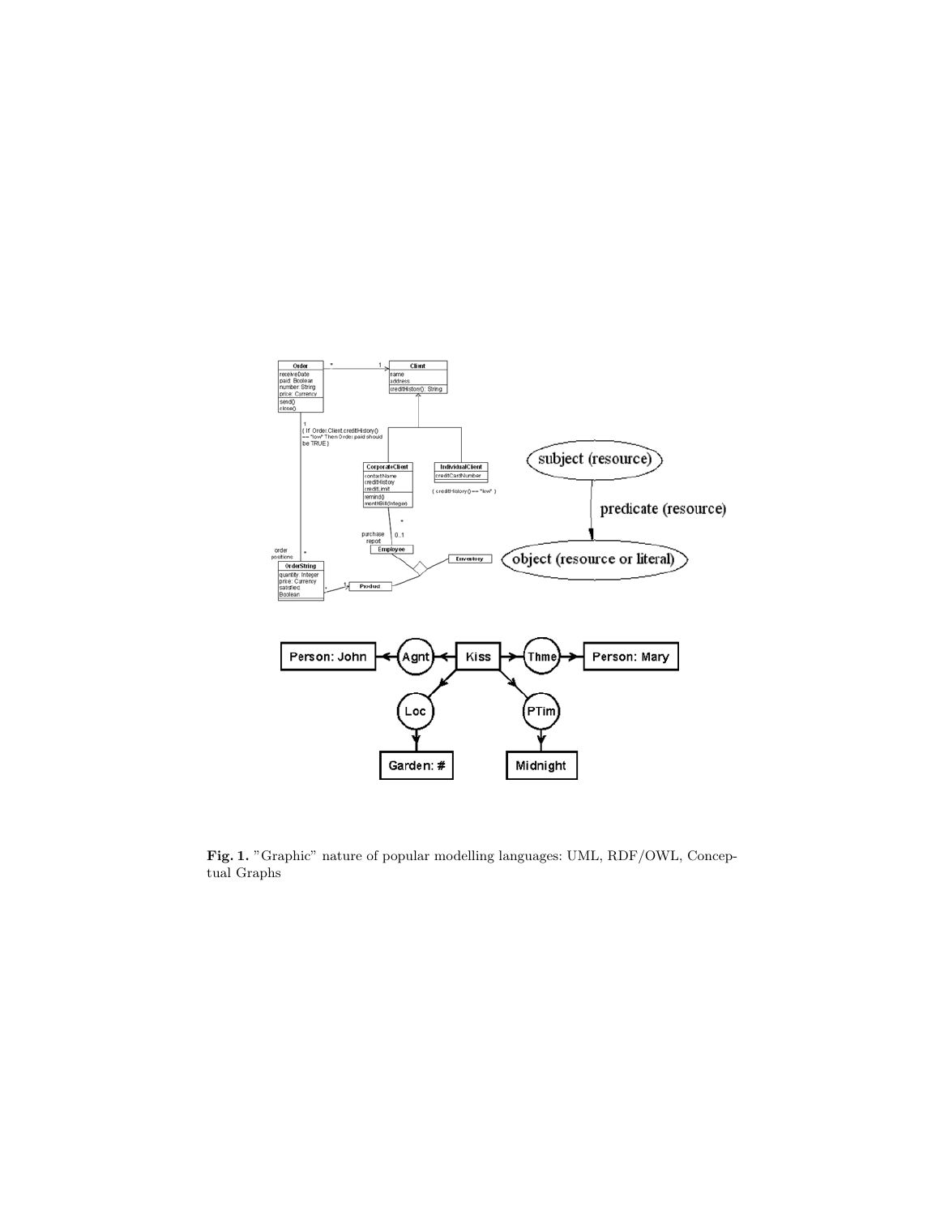**Fig. 1.** "Graphic" nature of popular modelling languages: UML, RDF/OWL, Conceptual Graphs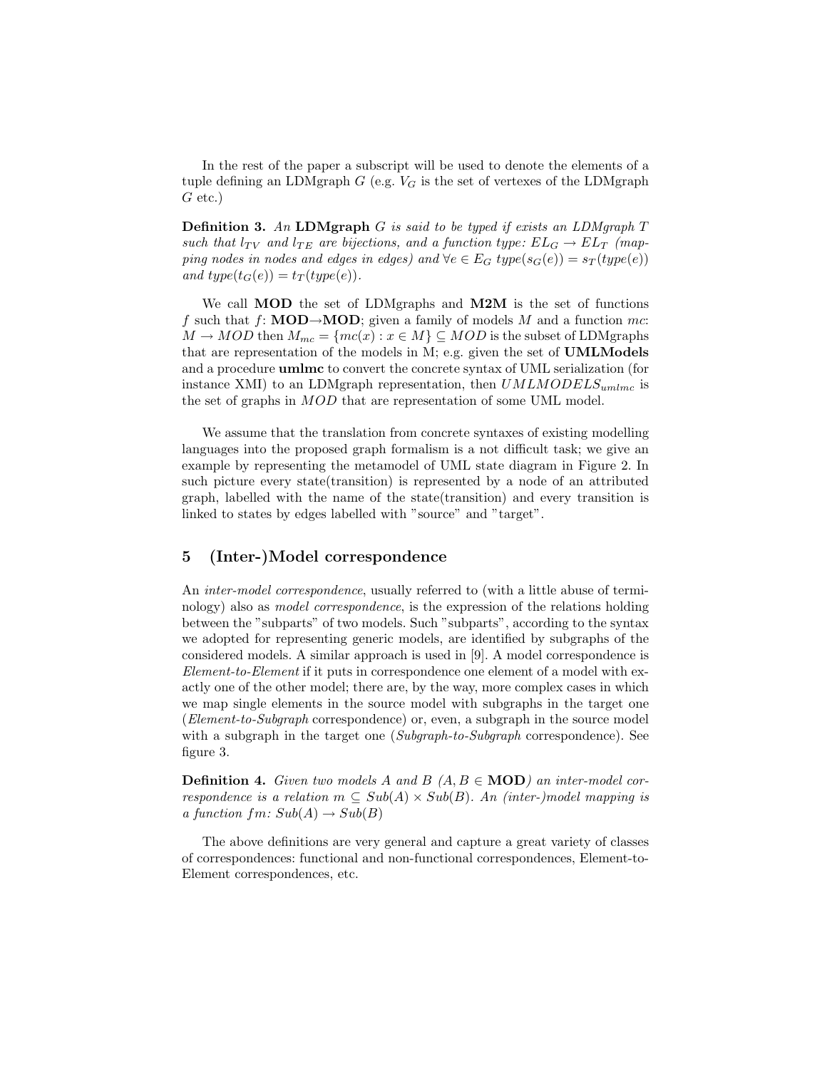In the rest of the paper a subscript will be used to denote the elements of a tuple defining an LDMgraph $G$ (e.g. $V_G$ is the set of vertexes of the LDMgraph $G$ etc.)

**Definition 3.** *An* **LDMgraph** *G is said to be typed if exists an LDMgraph T such that $l_{TV}$ and $l_{TE}$ are bijections, and a function type: $EL_G \rightarrow EL_T$ (mapping nodes in nodes and edges in edges) and $\forall e \in E_G$ $type(s_G(e)) = s_T(type(e))$ and $type(t_G(e)) = t_T(type(e))$.*

We call **MOD** the set of LDMgraphs and **M2M** is the set of functions $f$ such that $f$: $\mathbf{MOD} \rightarrow \mathbf{MOD}$; given a family of models $M$ and a function $mc$: $M \rightarrow MOD$ then $M_{mc} = \{mc(x) : x \in M\} \subseteq MOD$ is the subset of LDMgraphs that are representation of the models in M; e.g. given the set of **UMLModels** and a procedure **umlmc** to convert the concrete syntax of UML serialization (for instance XMI) to an LDMgraph representation, then $UMLMODELS_{umlmc}$ is the set of graphs in $MOD$ that are representation of some UML model.

We assume that the translation from concrete syntaxes of existing modelling languages into the proposed graph formalism is a not difficult task; we give an example by representing the metamodel of UML state diagram in Figure 2. In such picture every state(transition) is represented by a node of an attributed graph, labelled with the name of the state(transition) and every transition is linked to states by edges labelled with "source" and "target".

## 5 (Inter-)Model correspondence

An *inter-model correspondence*, usually referred to (with a little abuse of terminology) also as *model correspondence*, is the expression of the relations holding between the "subparts" of two models. Such "subparts", according to the syntax we adopted for representing generic models, are identified by subgraphs of the considered models. A similar approach is used in [9]. A model correspondence is *Element-to-Element* if it puts in correspondence one element of a model with exactly one of the other model; there are, by the way, more complex cases in which we map single elements in the source model with subgraphs in the target one (*Element-to-Subgraph* correspondence) or, even, a subgraph in the source model with a subgraph in the target one (*Subgraph-to-Subgraph* correspondence). See figure 3.

**Definition 4.** *Given two models A and B ($A, B \in \mathbf{MOD}$) an inter-model correspondence is a relation $m \subseteq Sub(A) \times Sub(B)$. An (inter-)model mapping is a function $fm$: $Sub(A) \rightarrow Sub(B)$*

The above definitions are very general and capture a great variety of classes of correspondences: functional and non-functional correspondences, Element-to-Element correspondences, etc.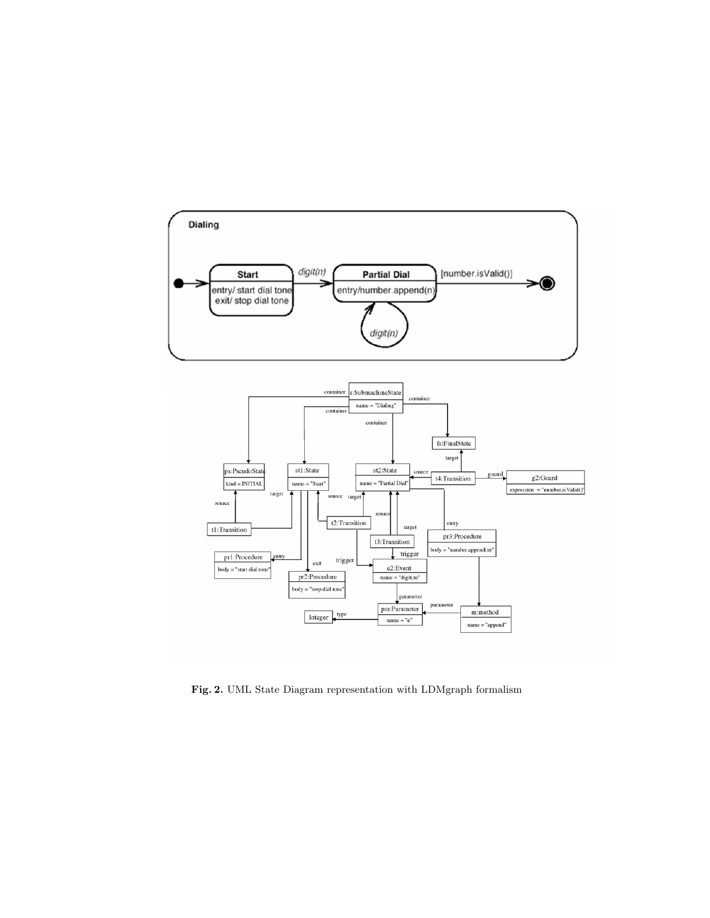Fig. 2. UML State Diagram representation with LDMgraph formalism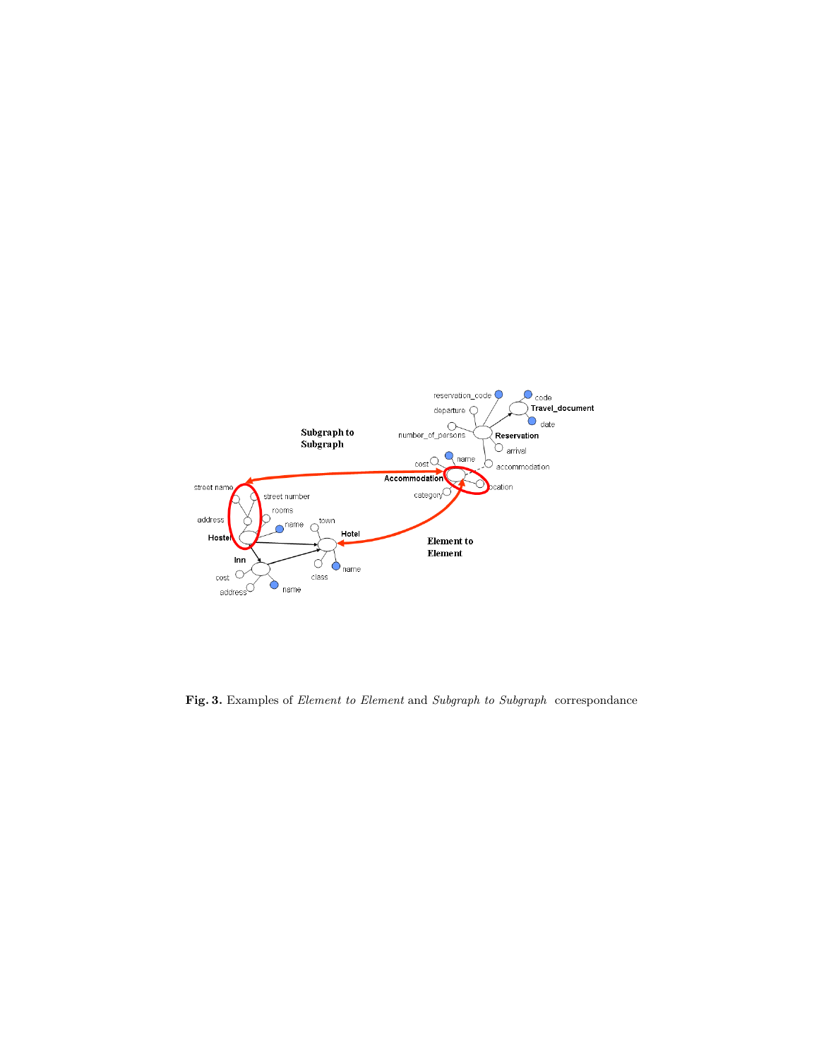**Fig. 3.** Examples of *Element to Element* and *Subgraph to Subgraph* correspondance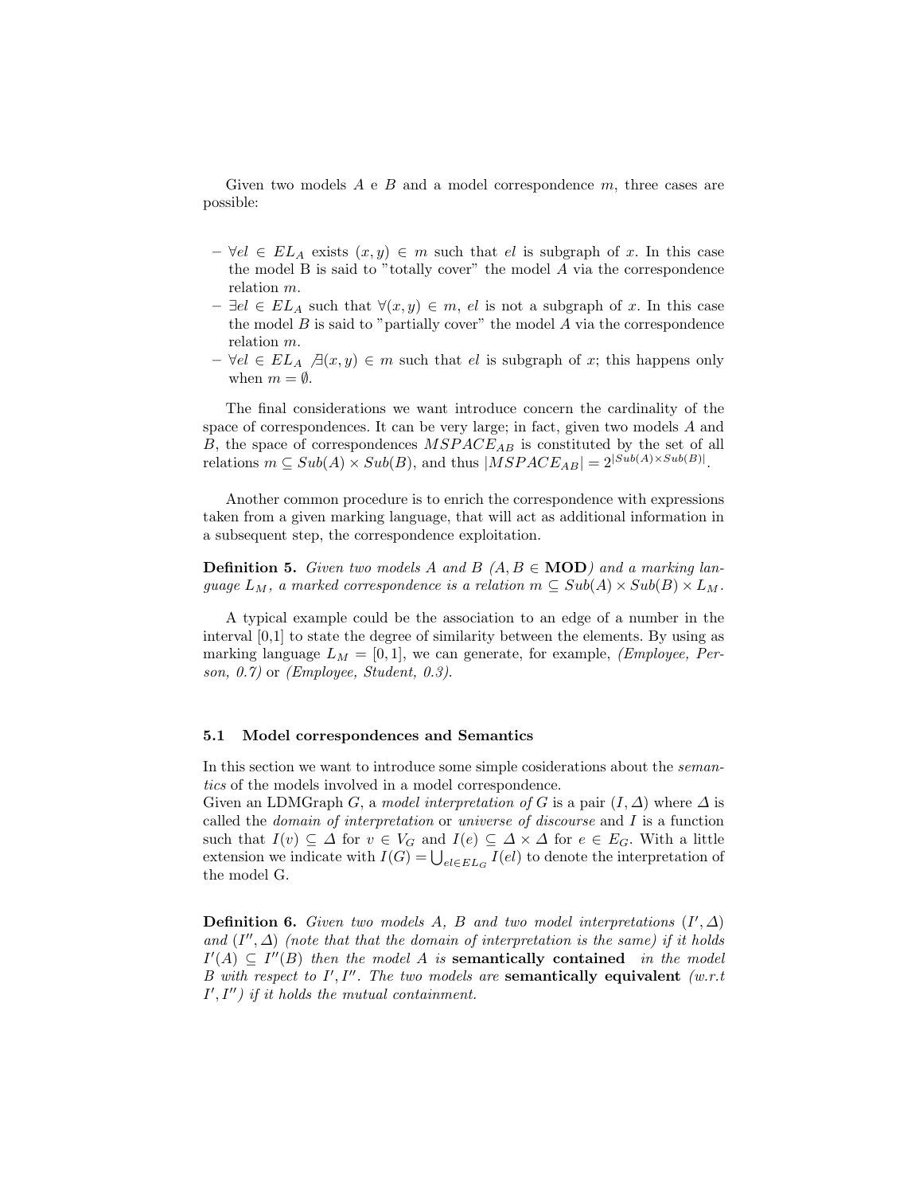Given two models $A$ e $B$ and a model correspondence $m$, three cases are possible:

- $\forall el \in EL_A$ exists $(x, y) \in m$ such that $el$ is subgraph of $x$. In this case the model B is said to "totally cover" the model $A$ via the correspondence relation $m$.
- $\exists el \in EL_A$ such that $\forall (x, y) \in m$, $el$ is not a subgraph of $x$. In this case the model $B$ is said to "partially cover" the model $A$ via the correspondence relation $m$.
- $\forall el \in EL_A \not\exists (x, y) \in m$ such that $el$ is subgraph of $x$; this happens only when $m = \emptyset$.

The final considerations we want introduce concern the cardinality of the space of correspondences. It can be very large; in fact, given two models $A$ and $B$, the space of correspondences $MSPACE_{AB}$ is constituted by the set of all relations $m \subseteq Sub(A) \times Sub(B)$, and thus $|MSPACE_{AB}| = 2^{|Sub(A) \times Sub(B)|}$.

Another common procedure is to enrich the correspondence with expressions taken from a given marking language, that will act as additional information in a subsequent step, the correspondence exploitation.

**Definition 5.** *Given two models $A$ and $B$ ($A, B \in \mathbf{MOD}$) and a marking language $L_M$, a marked correspondence is a relation $m \subseteq Sub(A) \times Sub(B) \times L_M$.*

A typical example could be the association to an edge of a number in the interval [0,1] to state the degree of similarity between the elements. By using as marking language $L_M = [0, 1]$, we can generate, for example, *(Employee, Person, 0.7)* or *(Employee, Student, 0.3)*.

### 5.1 Model correspondences and Semantics

In this section we want to introduce some simple cosiderations about the *semantics* of the models involved in a model correspondence.
Given an LDMGraph $G$, a *model interpretation of* $G$ is a pair $(I, \Delta)$ where $\Delta$ is called the *domain of interpretation* or *universe of discourse* and $I$ is a function such that $I(v) \subseteq \Delta$ for $v \in V_G$ and $I(e) \subseteq \Delta \times \Delta$ for $e \in E_G$. With a little extension we indicate with $I(G) = \bigcup_{el \in EL_G} I(el)$ to denote the interpretation of the model G.

**Definition 6.** *Given two models $A$, $B$ and two model interpretations $(I', \Delta)$ and $(I'', \Delta)$ (note that that the domain of interpretation is the same) if it holds $I'(A) \subseteq I''(B)$ then the model $A$ is* **semantically contained** *in the model $B$ with respect to $I', I''$. The two models are* **semantically equivalent** *(w.r.t $I', I''$) if it holds the mutual containment.*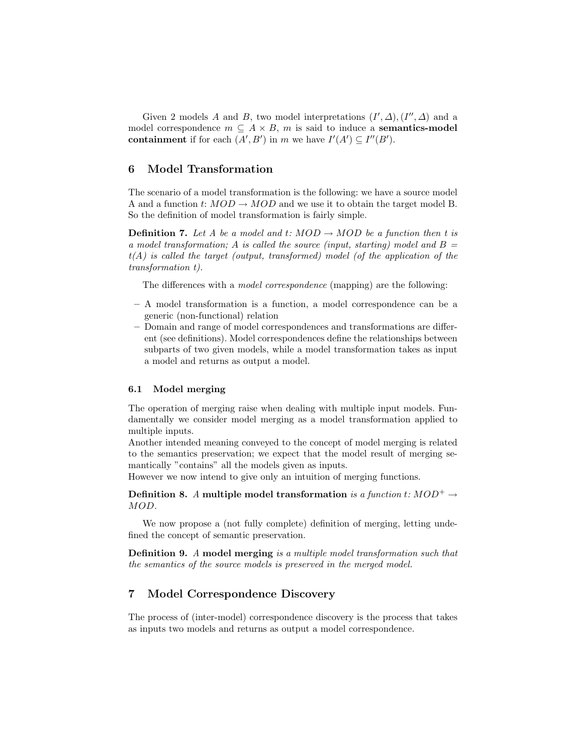Given 2 models $A$ and $B$, two model interpretations $(I', \Delta), (I'', \Delta)$ and a model correspondence $m \subseteq A \times B$, $m$ is said to induce a **semantics-model containment** if for each $(A', B')$ in $m$ we have $I'(A') \subseteq I''(B')$.

## 6 Model Transformation

The scenario of a model transformation is the following: we have a source model A and a function $t$: $MOD \rightarrow MOD$ and we use it to obtain the target model B. So the definition of model transformation is fairly simple.

**Definition 7.** *Let $A$ be a model and $t$: $MOD \rightarrow MOD$ be a function then $t$ is a model transformation; $A$ is called the source (input, starting) model and $B = t(A)$ is called the target (output, transformed) model (of the application of the transformation $t$).*

The differences with a *model correspondence* (mapping) are the following:

- A model transformation is a function, a model correspondence can be a generic (non-functional) relation
- Domain and range of model correspondences and transformations are different (see definitions). Model correspondences define the relationships between subparts of two given models, while a model transformation takes as input a model and returns as output a model.

### 6.1 Model merging

The operation of merging raise when dealing with multiple input models. Fundamentally we consider model merging as a model transformation applied to multiple inputs.
Another intended meaning conveyed to the concept of model merging is related to the semantics preservation; we expect that the model result of merging semantically "contains" all the models given as inputs.
However we now intend to give only an intuition of merging functions.

**Definition 8.** *A* **multiple model transformation** *is a function $t$: $MOD^+ \rightarrow MOD$.*

We now propose a (not fully complete) definition of merging, letting undefined the concept of semantic preservation.

**Definition 9.** *A* **model merging** *is a multiple model transformation such that the semantics of the source models is preserved in the merged model.*

## 7 Model Correspondence Discovery

The process of (inter-model) correspondence discovery is the process that takes as inputs two models and returns as output a model correspondence.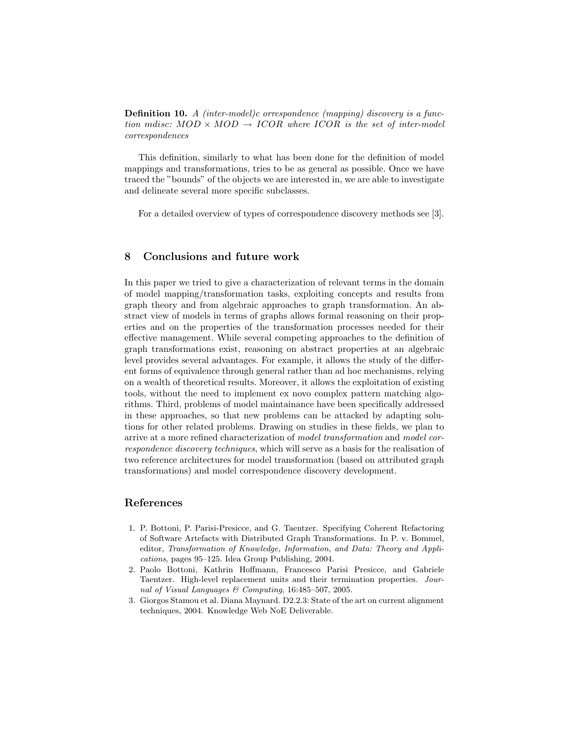**Definition 10.** *A (inter-model)c orrespondence (mapping) discovery is a function mdisc: $MOD \times MOD \rightarrow ICOR$ where $ICOR$ is the set of inter-model correspondences*

This definition, similarly to what has been done for the definition of model mappings and transformations, tries to be as general as possible. Once we have traced the "bounds" of the objects we are interested in, we are able to investigate and delineate several more specific subclasses.

For a detailed overview of types of correspondence discovery methods see [3].

## 8 Conclusions and future work

In this paper we tried to give a characterization of relevant terms in the domain of model mapping/transformation tasks, exploiting concepts and results from graph theory and from algebraic approaches to graph transformation. An abstract view of models in terms of graphs allows formal reasoning on their properties and on the properties of the transformation processes needed for their effective management. While several competing approaches to the definition of graph transformations exist, reasoning on abstract properties at an algebraic level provides several advantages. For example, it allows the study of the different forms of equivalence through general rather than ad hoc mechanisms, relying on a wealth of theoretical results. Moreover, it allows the exploitation of existing tools, without the need to implement ex novo complex pattern matching algorithms. Third, problems of model maintainance have been specifically addressed in these approaches, so that new problems can be attacked by adapting solutions for other related problems. Drawing on studies in these fields, we plan to arrive at a more refined characterization of *model transformation* and *model correspondence discovery techniques*, which will serve as a basis for the realisation of two reference architectures for model transformation (based on attributed graph transformations) and model correspondence discovery development.

## References

1. P. Bottoni, P. Parisi-Presicce, and G. Taentzer. Specifying Coherent Refactoring of Software Artefacts with Distributed Graph Transformations. In P. v. Bommel, editor, *Transformation of Knowledge, Information, and Data: Theory and Applications*, pages 95–125. Idea Group Publishing, 2004.
2. Paolo Bottoni, Kathrin Hoffmann, Francesco Parisi Presicce, and Gabriele Taentzer. High-level replacement units and their termination properties. *Journal of Visual Languages & Computing*, 16:485–507, 2005.
3. Giorgos Stamou et al. Diana Maynard. D2.2.3: State of the art on current alignment techniques, 2004. Knowledge Web NoE Deliverable.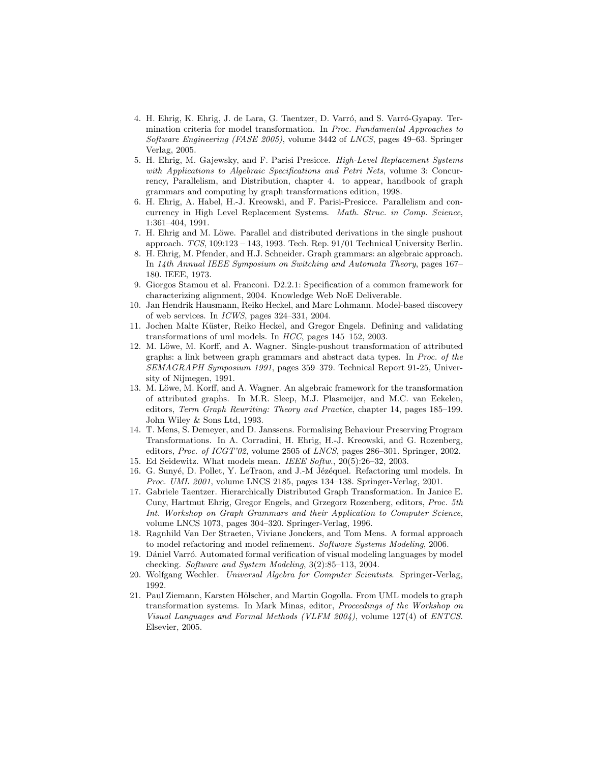4. H. Ehrig, K. Ehrig, J. de Lara, G. Taentzer, D. Varró, and S. Varró-Gyapay. Termination criteria for model transformation. In *Proc. Fundamental Approaches to Software Engineering (FASE 2005)*, volume 3442 of *LNCS*, pages 49–63. Springer Verlag, 2005.
5. H. Ehrig, M. Gajewsky, and F. Parisi Presicce. *High-Level Replacement Systems with Applications to Algebraic Specifications and Petri Nets*, volume 3: Concurrency, Parallelism, and Distribution, chapter 4. to appear, handbook of graph grammars and computing by graph transformations edition, 1998.
6. H. Ehrig, A. Habel, H.-J. Kreowski, and F. Parisi-Presicce. Parallelism and concurrency in High Level Replacement Systems. *Math. Struc. in Comp. Science*, 1:361–404, 1991.
7. H. Ehrig and M. Löwe. Parallel and distributed derivations in the single pushout approach. *TCS*, 109:123 – 143, 1993. Tech. Rep. 91/01 Technical University Berlin.
8. H. Ehrig, M. Pfender, and H.J. Schneider. Graph grammars: an algebraic approach. In *14th Annual IEEE Symposium on Switching and Automata Theory*, pages 167–180. IEEE, 1973.
9. Giorgos Stamou et al. Franconi. D2.2.1: Specification of a common framework for characterizing alignment, 2004. Knowledge Web NoE Deliverable.
10. Jan Hendrik Hausmann, Reiko Heckel, and Marc Lohmann. Model-based discovery of web services. In *ICWS*, pages 324–331, 2004.
11. Jochen Malte Küster, Reiko Heckel, and Gregor Engels. Defining and validating transformations of uml models. In *HCC*, pages 145–152, 2003.
12. M. Löwe, M. Korff, and A. Wagner. Single-pushout transformation of attributed graphs: a link between graph grammars and abstract data types. In *Proc. of the SEMAGRAPH Symposium 1991*, pages 359–379. Technical Report 91-25, University of Nijmegen, 1991.
13. M. Löwe, M. Korff, and A. Wagner. An algebraic framework for the transformation of attributed graphs. In M.R. Sleep, M.J. Plasmeijer, and M.C. van Eekelen, editors, *Term Graph Rewriting: Theory and Practice*, chapter 14, pages 185–199. John Wiley & Sons Ltd, 1993.
14. T. Mens, S. Demeyer, and D. Janssens. Formalising Behaviour Preserving Program Transformations. In A. Corradini, H. Ehrig, H.-J. Kreowski, and G. Rozenberg, editors, *Proc. of ICGT'02*, volume 2505 of *LNCS*, pages 286–301. Springer, 2002.
15. Ed Seidewitz. What models mean. *IEEE Softw.*, 20(5):26–32, 2003.
16. G. Sunyé, D. Pollet, Y. LeTraon, and J.-M Jézéquel. Refactoring uml models. In *Proc. UML 2001*, volume LNCS 2185, pages 134–138. Springer-Verlag, 2001.
17. Gabriele Taentzer. Hierarchically Distributed Graph Transformation. In Janice E. Cuny, Hartmut Ehrig, Gregor Engels, and Grzegorz Rozenberg, editors, *Proc. 5th Int. Workshop on Graph Grammars and their Application to Computer Science*, volume LNCS 1073, pages 304–320. Springer-Verlag, 1996.
18. Ragnhild Van Der Straeten, Viviane Jonckers, and Tom Mens. A formal approach to model refactoring and model refinement. *Software Systems Modeling*, 2006.
19. Dániel Varró. Automated formal verification of visual modeling languages by model checking. *Software and System Modeling*, 3(2):85–113, 2004.
20. Wolfgang Wechler. *Universal Algebra for Computer Scientists*. Springer-Verlag, 1992.
21. Paul Ziemann, Karsten Hölscher, and Martin Gogolla. From UML models to graph transformation systems. In Mark Minas, editor, *Proceedings of the Workshop on Visual Languages and Formal Methods (VLFM 2004)*, volume 127(4) of *ENTCS*. Elsevier, 2005.